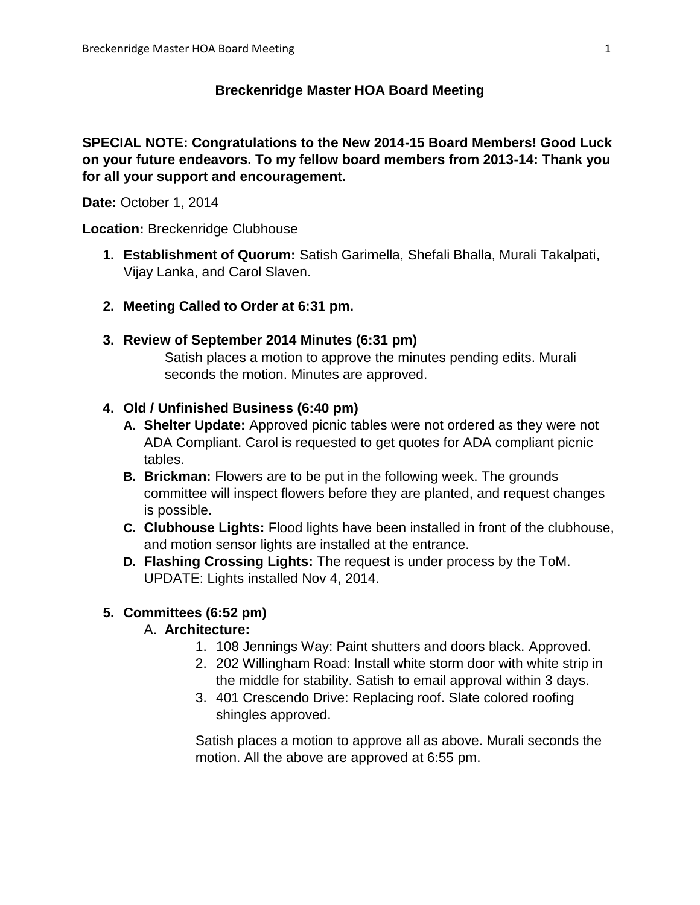# Breckenridge Master HOA Board Meeting

**SPECIAL NOTE: Congratulations to the New 2014-15 Board Members! Good Luck on your future endeavors. To my fellow board members from 2013-14: Thank you for all your support and encouragement.**

**Date:** October 1, 2014

**Location:** Breckenridge Clubhouse

1. **Establishment of Quorum:** Satish Garimella, Shefali Bhalla, Murali Takalpati, Vijay Lanka, and Carol Slaven.

2. **Meeting Called to Order at 6:31 pm.**

3. **Review of September 2014 Minutes (6:31 pm)**

   Satish places a motion to approve the minutes pending edits. Murali seconds the motion. Minutes are approved.

4. **Old / Unfinished Business (6:40 pm)**
   - **A. Shelter Update:** Approved picnic tables were not ordered as they were not ADA Compliant. Carol is requested to get quotes for ADA compliant picnic tables.
   - **B. Brickman:** Flowers are to be put in the following week. The grounds committee will inspect flowers before they are planted, and request changes is possible.
   - **C. Clubhouse Lights:** Flood lights have been installed in front of the clubhouse, and motion sensor lights are installed at the entrance.
   - **D. Flashing Crossing Lights:** The request is under process by the ToM. UPDATE: Lights installed Nov 4, 2014.

5. **Committees (6:52 pm)**
   - A. **Architecture:**
     1. 108 Jennings Way: Paint shutters and doors black. Approved.
     2. 202 Willingham Road: Install white storm door with white strip in the middle for stability. Satish to email approval within 3 days.
     3. 401 Crescendo Drive: Replacing roof. Slate colored roofing shingles approved.

     Satish places a motion to approve all as above. Murali seconds the motion. All the above are approved at 6:55 pm.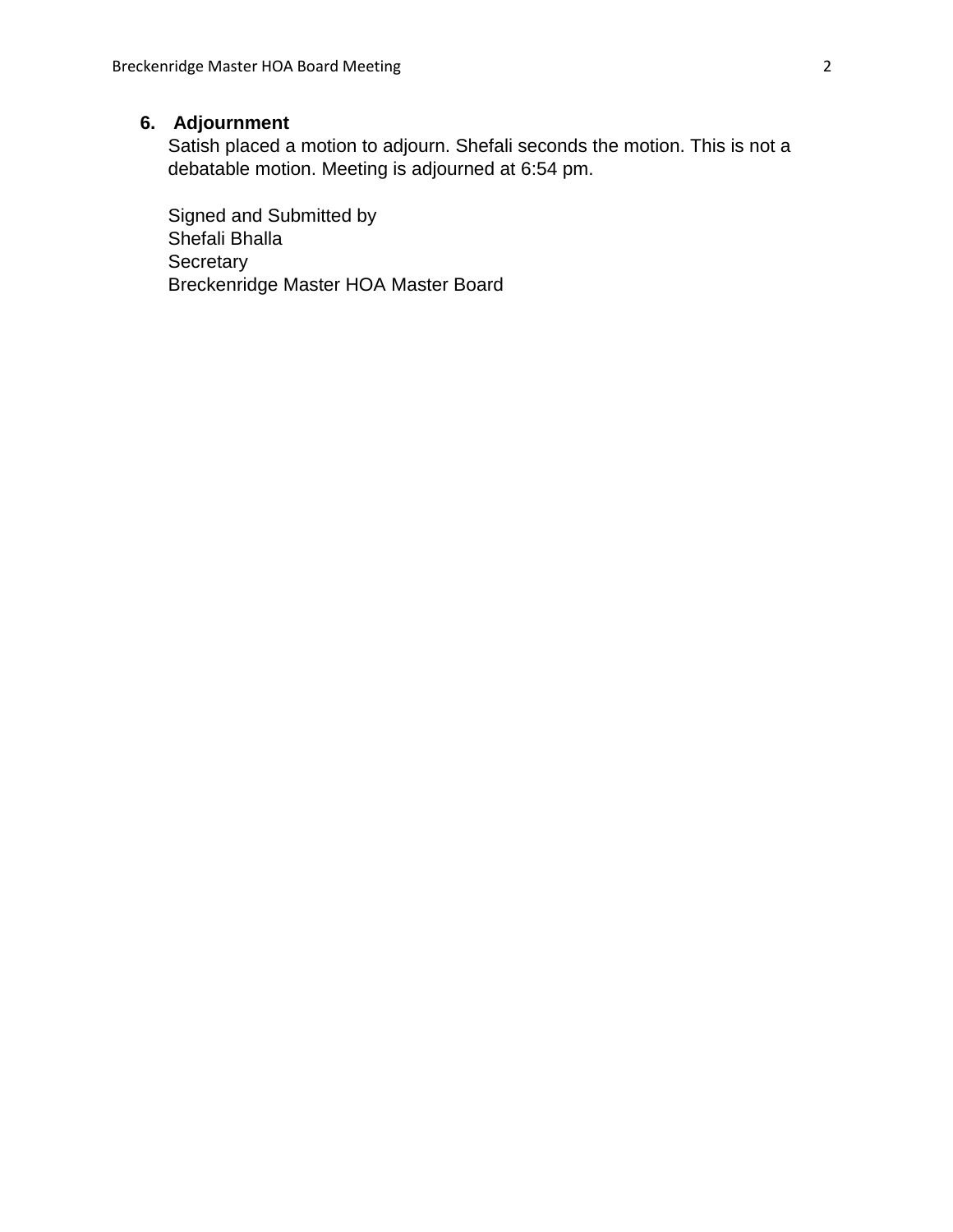**6. Adjournment**

Satish placed a motion to adjourn. Shefali seconds the motion. This is not a debatable motion. Meeting is adjourned at 6:54 pm.

Signed and Submitted by
Shefali Bhalla
Secretary
Breckenridge Master HOA Master Board